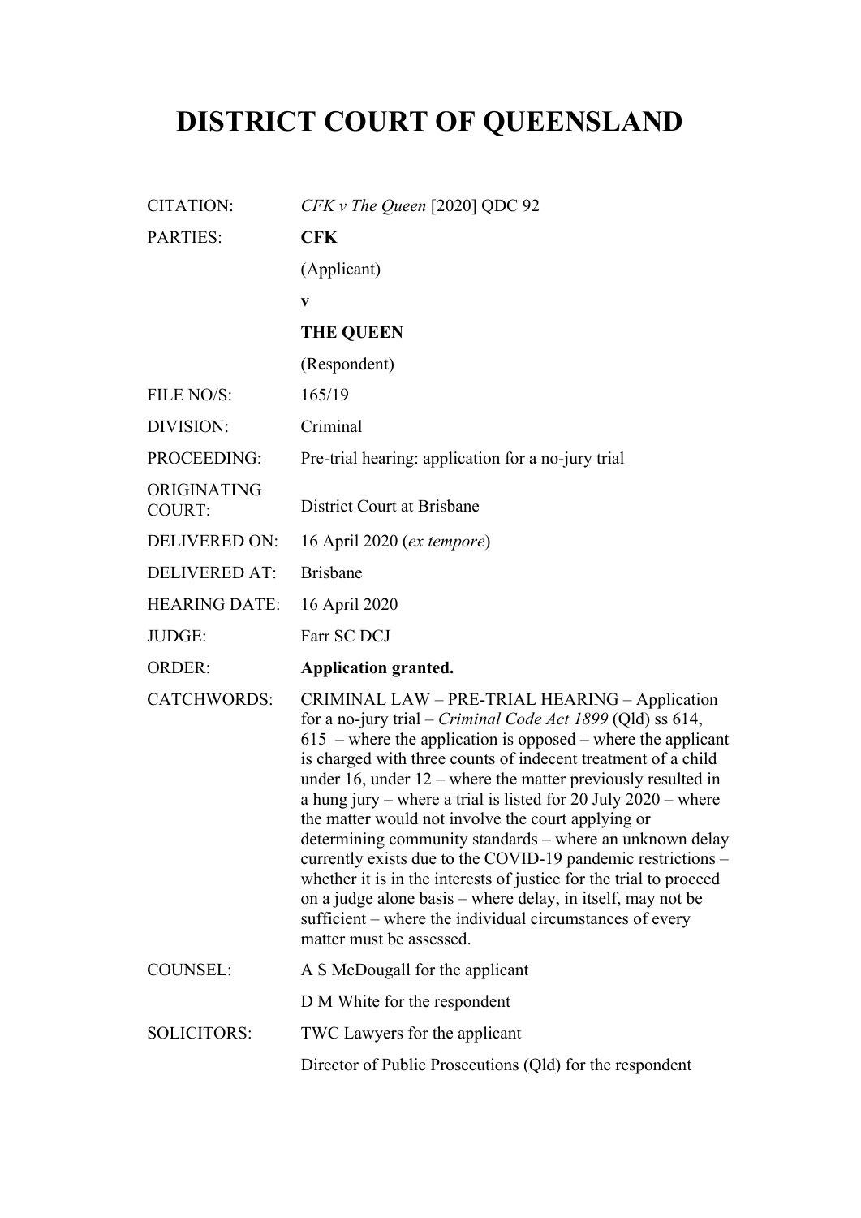# DISTRICT COURT OF QUEENSLAND

| | |
|---|---|
| CITATION: | *CFK v The Queen* [2020] QDC 92 |
| PARTIES: | **CFK**<br>(Applicant)<br>**v**<br>**THE QUEEN**<br>(Respondent) |
| FILE NO/S: | 165/19 |
| DIVISION: | Criminal |
| PROCEEDING: | Pre-trial hearing: application for a no-jury trial |
| ORIGINATING COURT: | District Court at Brisbane |
| DELIVERED ON: | 16 April 2020 (*ex tempore*) |
| DELIVERED AT: | Brisbane |
| HEARING DATE: | 16 April 2020 |
| JUDGE: | Farr SC DCJ |
| ORDER: | **Application granted.** |
| CATCHWORDS: | CRIMINAL LAW – PRE-TRIAL HEARING – Application for a no-jury trial – *Criminal Code Act 1899* (Qld) ss 614, 615 – where the application is opposed – where the applicant is charged with three counts of indecent treatment of a child under 16, under 12 – where the matter previously resulted in a hung jury – where a trial is listed for 20 July 2020 – where the matter would not involve the court applying or determining community standards – where an unknown delay currently exists due to the COVID-19 pandemic restrictions – whether it is in the interests of justice for the trial to proceed on a judge alone basis – where delay, in itself, may not be sufficient – where the individual circumstances of every matter must be assessed. |
| COUNSEL: | A S McDougall for the applicant<br>D M White for the respondent |
| SOLICITORS: | TWC Lawyers for the applicant<br>Director of Public Prosecutions (Qld) for the respondent |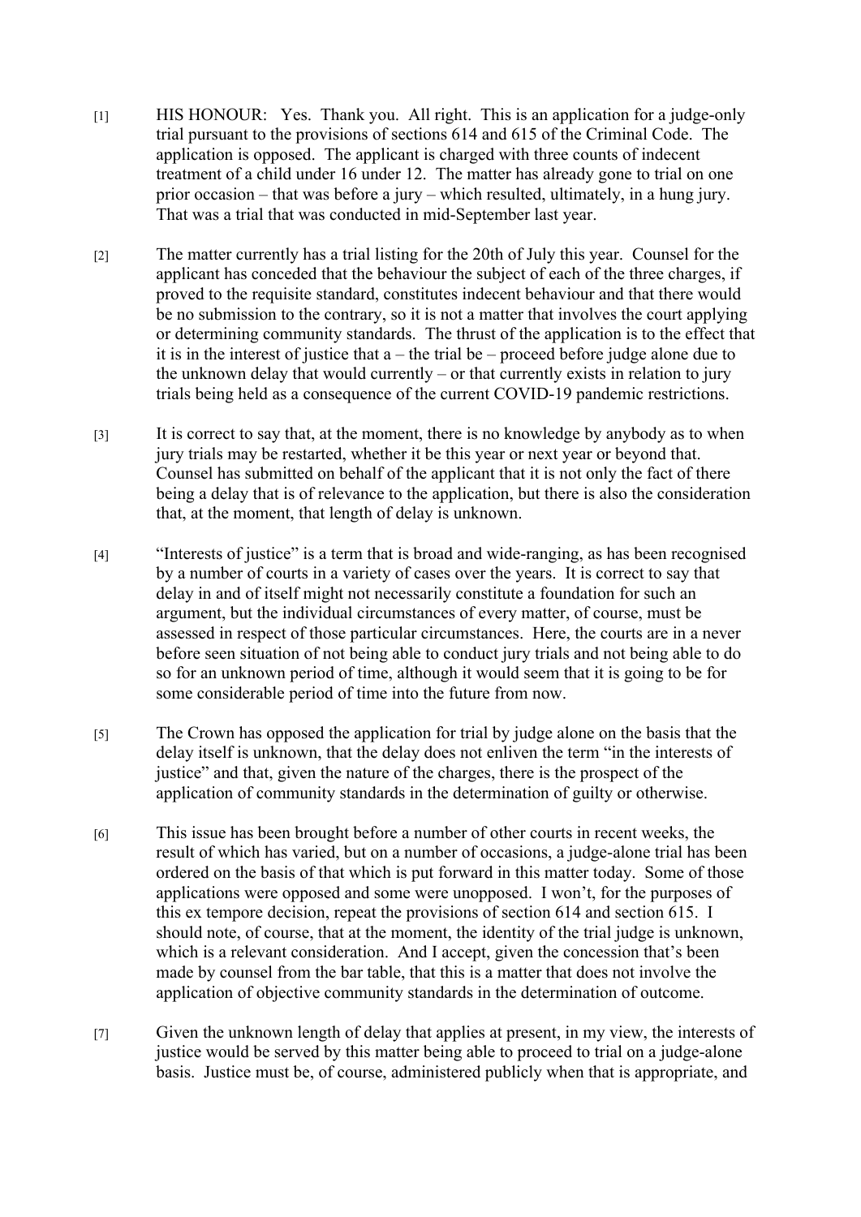[1] HIS HONOUR: Yes. Thank you. All right. This is an application for a judge-only trial pursuant to the provisions of sections 614 and 615 of the Criminal Code. The application is opposed. The applicant is charged with three counts of indecent treatment of a child under 16 under 12. The matter has already gone to trial on one prior occasion – that was before a jury – which resulted, ultimately, in a hung jury. That was a trial that was conducted in mid-September last year.

[2] The matter currently has a trial listing for the 20th of July this year. Counsel for the applicant has conceded that the behaviour the subject of each of the three charges, if proved to the requisite standard, constitutes indecent behaviour and that there would be no submission to the contrary, so it is not a matter that involves the court applying or determining community standards. The thrust of the application is to the effect that it is in the interest of justice that a – the trial be – proceed before judge alone due to the unknown delay that would currently – or that currently exists in relation to jury trials being held as a consequence of the current COVID-19 pandemic restrictions.

[3] It is correct to say that, at the moment, there is no knowledge by anybody as to when jury trials may be restarted, whether it be this year or next year or beyond that. Counsel has submitted on behalf of the applicant that it is not only the fact of there being a delay that is of relevance to the application, but there is also the consideration that, at the moment, that length of delay is unknown.

[4] "Interests of justice" is a term that is broad and wide-ranging, as has been recognised by a number of courts in a variety of cases over the years. It is correct to say that delay in and of itself might not necessarily constitute a foundation for such an argument, but the individual circumstances of every matter, of course, must be assessed in respect of those particular circumstances. Here, the courts are in a never before seen situation of not being able to conduct jury trials and not being able to do so for an unknown period of time, although it would seem that it is going to be for some considerable period of time into the future from now.

[5] The Crown has opposed the application for trial by judge alone on the basis that the delay itself is unknown, that the delay does not enliven the term "in the interests of justice" and that, given the nature of the charges, there is the prospect of the application of community standards in the determination of guilty or otherwise.

[6] This issue has been brought before a number of other courts in recent weeks, the result of which has varied, but on a number of occasions, a judge-alone trial has been ordered on the basis of that which is put forward in this matter today. Some of those applications were opposed and some were unopposed. I won't, for the purposes of this ex tempore decision, repeat the provisions of section 614 and section 615. I should note, of course, that at the moment, the identity of the trial judge is unknown, which is a relevant consideration. And I accept, given the concession that's been made by counsel from the bar table, that this is a matter that does not involve the application of objective community standards in the determination of outcome.

[7] Given the unknown length of delay that applies at present, in my view, the interests of justice would be served by this matter being able to proceed to trial on a judge-alone basis. Justice must be, of course, administered publicly when that is appropriate, and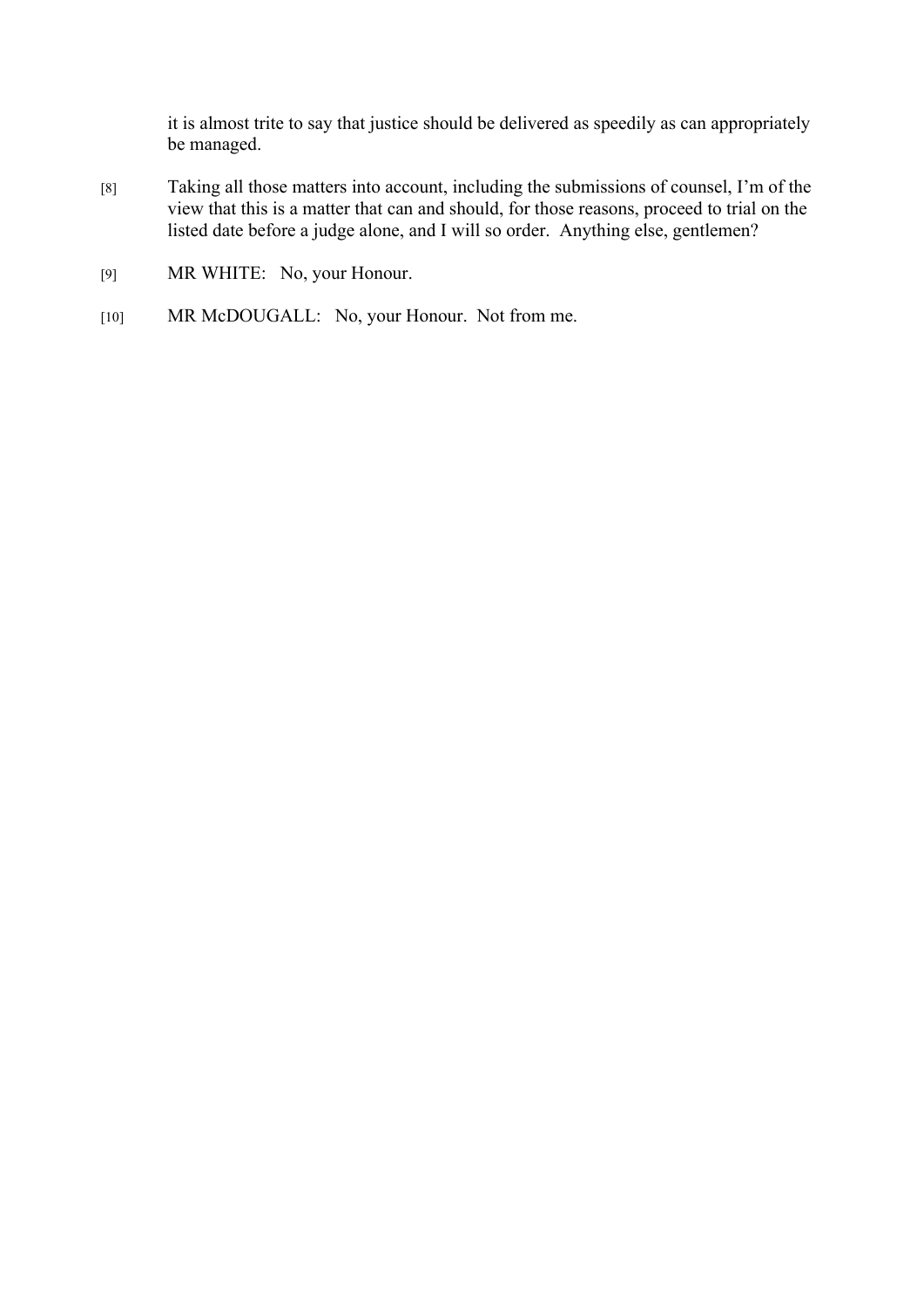it is almost trite to say that justice should be delivered as speedily as can appropriately be managed.

[8] Taking all those matters into account, including the submissions of counsel, I'm of the view that this is a matter that can and should, for those reasons, proceed to trial on the listed date before a judge alone, and I will so order. Anything else, gentlemen?

[9] MR WHITE: No, your Honour.

[10] MR McDOUGALL: No, your Honour. Not from me.